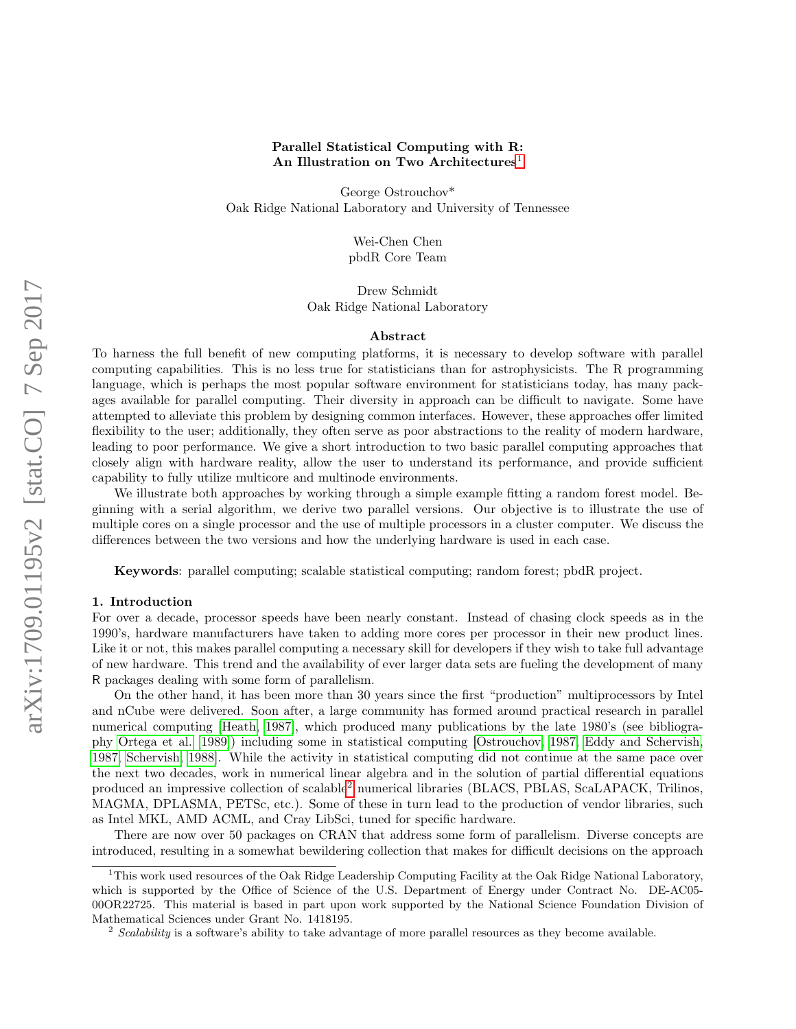# Parallel Statistical Computing with R: An Illustration on Two Architectures[1]

George Ostrouchov*
Oak Ridge National Laboratory and University of Tennessee

Wei-Chen Chen
pbdR Core Team

Drew Schmidt
Oak Ridge National Laboratory

## Abstract

To harness the full benefit of new computing platforms, it is necessary to develop software with parallel computing capabilities. This is no less true for statisticians than for astrophysicists. The R programming language, which is perhaps the most popular software environment for statisticians today, has many packages available for parallel computing. Their diversity in approach can be difficult to navigate. Some have attempted to alleviate this problem by designing common interfaces. However, these approaches offer limited flexibility to the user; additionally, they often serve as poor abstractions to the reality of modern hardware, leading to poor performance. We give a short introduction to two basic parallel computing approaches that closely align with hardware reality, allow the user to understand its performance, and provide sufficient capability to fully utilize multicore and multinode environments.

We illustrate both approaches by working through a simple example fitting a random forest model. Beginning with a serial algorithm, we derive two parallel versions. Our objective is to illustrate the use of multiple cores on a single processor and the use of multiple processors in a cluster computer. We discuss the differences between the two versions and how the underlying hardware is used in each case.

**Keywords**: parallel computing; scalable statistical computing; random forest; pbdR project.

## 1. Introduction

For over a decade, processor speeds have been nearly constant. Instead of chasing clock speeds as in the 1990's, hardware manufacturers have taken to adding more cores per processor in their new product lines. Like it or not, this makes parallel computing a necessary skill for developers if they wish to take full advantage of new hardware. This trend and the availability of ever larger data sets are fueling the development of many R packages dealing with some form of parallelism.

On the other hand, it has been more than 30 years since the first "production" multiprocessors by Intel and nCube were delivered. Soon after, a large community has formed around practical research in parallel numerical computing [Heath, 1987], which produced many publications by the late 1980's (see bibliography Ortega et al. [1989]) including some in statistical computing [Ostrouchov, 1987, Eddy and Schervish, 1987, Schervish, 1988]. While the activity in statistical computing did not continue at the same pace over the next two decades, work in numerical linear algebra and in the solution of partial differential equations produced an impressive collection of scalable[2] numerical libraries (BLACS, PBLAS, ScaLAPACK, Trilinos, MAGMA, DPLASMA, PETSc, etc.). Some of these in turn lead to the production of vendor libraries, such as Intel MKL, AMD ACML, and Cray LibSci, tuned for specific hardware.

There are now over 50 packages on CRAN that address some form of parallelism. Diverse concepts are introduced, resulting in a somewhat bewildering collection that makes for difficult decisions on the approach

[1] This work used resources of the Oak Ridge Leadership Computing Facility at the Oak Ridge National Laboratory, which is supported by the Office of Science of the U.S. Department of Energy under Contract No. DE-AC05-00OR22725. This material is based in part upon work supported by the National Science Foundation Division of Mathematical Sciences under Grant No. 1418195.

[2] *Scalability* is a software's ability to take advantage of more parallel resources as they become available.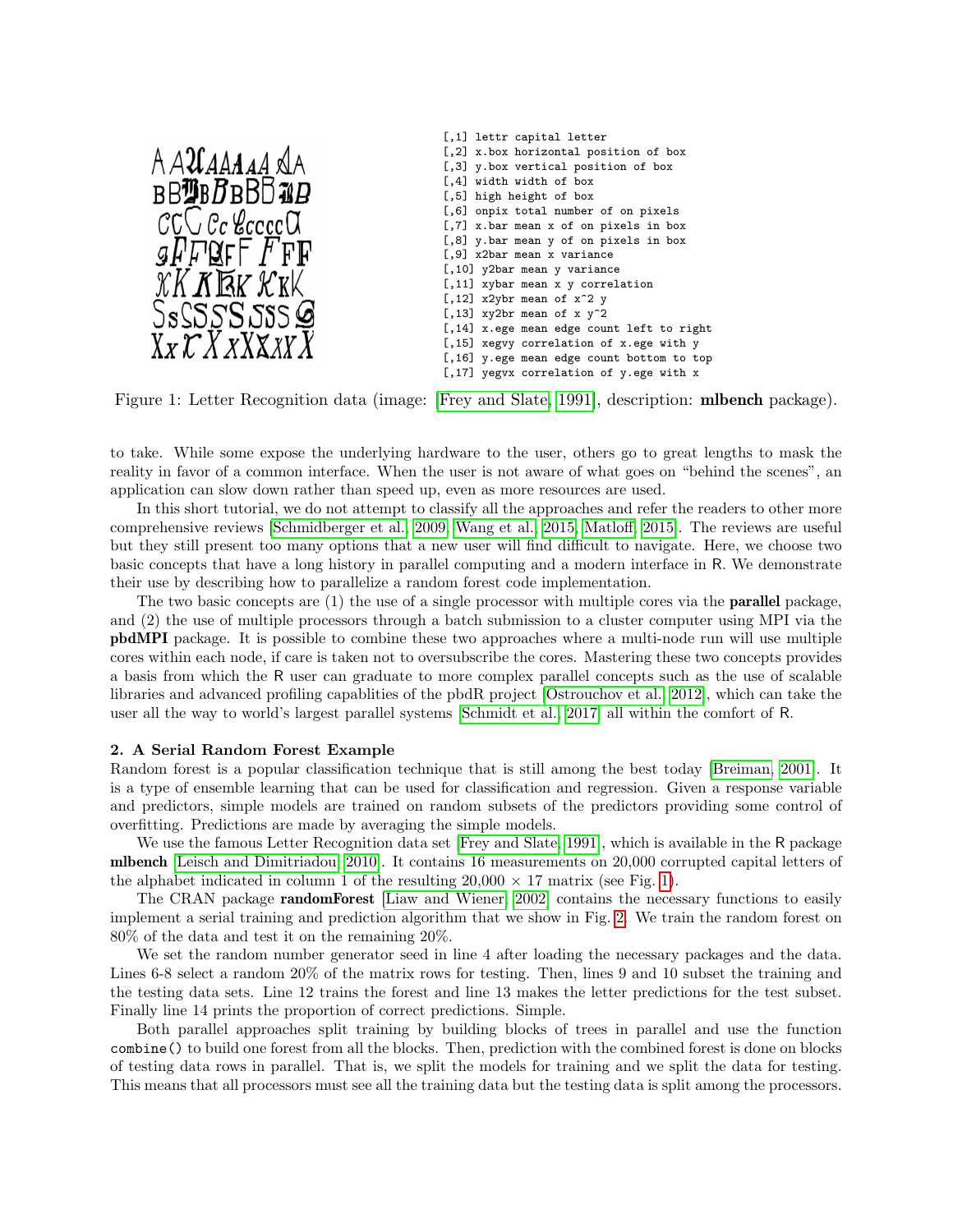```
[,1] lettr capital letter
[,2] x.box horizontal position of box
[,3] y.box vertical position of box
[,4] width width of box
[,5] high height of box
[,6] onpix total number of on pixels
[,7] x.bar mean x of on pixels in box
[,8] y.bar mean y of on pixels in box
[,9] x2bar mean x variance
[,10] y2bar mean y variance
[,11] xybar mean x y correlation
[,12] x2ybr mean of x^2 y
[,13] xy2br mean of x y^2
[,14] x.ege mean edge count left to right
[,15] xegvy correlation of x.ege with y
[,16] y.ege mean edge count bottom to top
[,17] yegvx correlation of y.ege with x
```

Figure 1: Letter Recognition data (image: [Frey and Slate, 1991], description: **mlbench** package).

to take. While some expose the underlying hardware to the user, others go to great lengths to mask the reality in favor of a common interface. When the user is not aware of what goes on "behind the scenes", an application can slow down rather than speed up, even as more resources are used.

In this short tutorial, we do not attempt to classify all the approaches and refer the readers to other more comprehensive reviews [Schmidberger et al., 2009, Wang et al., 2015, Matloff, 2015]. The reviews are useful but they still present too many options that a new user will find difficult to navigate. Here, we choose two basic concepts that have a long history in parallel computing and a modern interface in R. We demonstrate their use by describing how to parallelize a random forest code implementation.

The two basic concepts are (1) the use of a single processor with multiple cores via the **parallel** package, and (2) the use of multiple processors through a batch submission to a cluster computer using MPI via the **pbdMPI** package. It is possible to combine these two approaches where a multi-node run will use multiple cores within each node, if care is taken not to oversubscribe the cores. Mastering these two concepts provides a basis from which the R user can graduate to more complex parallel concepts such as the use of scalable libraries and advanced profiling capablities of the pbdR project [Ostrouchov et al., 2012], which can take the user all the way to world's largest parallel systems [Schmidt et al., 2017] all within the comfort of R.

### 2. A Serial Random Forest Example

Random forest is a popular classification technique that is still among the best today [Breiman, 2001]. It is a type of ensemble learning that can be used for classification and regression. Given a response variable and predictors, simple models are trained on random subsets of the predictors providing some control of overfitting. Predictions are made by averaging the simple models.

We use the famous Letter Recognition data set [Frey and Slate, 1991], which is available in the R package **mlbench** [Leisch and Dimitriadou, 2010]. It contains 16 measurements on 20,000 corrupted capital letters of the alphabet indicated in column 1 of the resulting $20{,}000 \times 17$ matrix (see Fig. 1).

The CRAN package **randomForest** [Liaw and Wiener, 2002] contains the necessary functions to easily implement a serial training and prediction algorithm that we show in Fig. 2. We train the random forest on 80% of the data and test it on the remaining 20%.

We set the random number generator seed in line 4 after loading the necessary packages and the data. Lines 6-8 select a random 20% of the matrix rows for testing. Then, lines 9 and 10 subset the training and the testing data sets. Line 12 trains the forest and line 13 makes the letter predictions for the test subset. Finally line 14 prints the proportion of correct predictions. Simple.

Both parallel approaches split training by building blocks of trees in parallel and use the function `combine()` to build one forest from all the blocks. Then, prediction with the combined forest is done on blocks of testing data rows in parallel. That is, we split the models for training and we split the data for testing. This means that all processors must see all the training data but the testing data is split among the processors.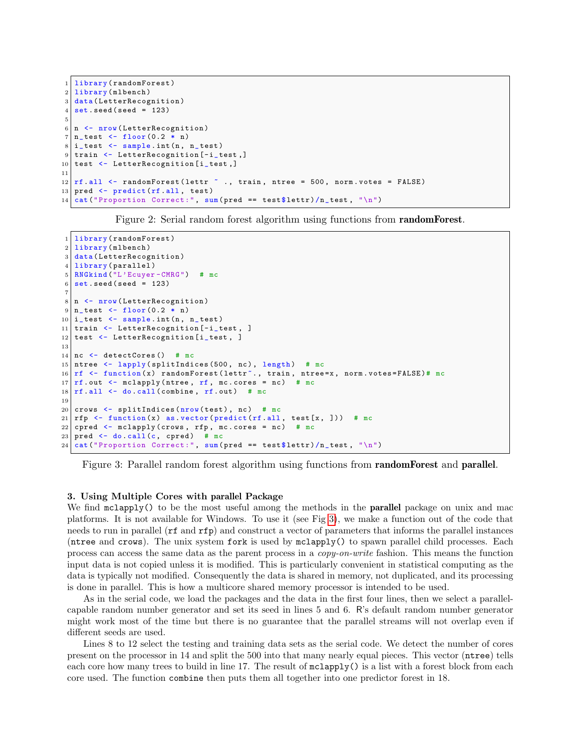```r
library(randomForest)
library(mlbench)
data(LetterRecognition)
set.seed(seed = 123)

n <- nrow(LetterRecognition)
n_test <- floor(0.2 * n)
i_test <- sample.int(n, n_test)
train <- LetterRecognition[-i_test,]
test <- LetterRecognition[i_test,]

rf.all <- randomForest(lettr ~ ., train, ntree = 500, norm.votes = FALSE)
pred <- predict(rf.all, test)
cat("Proportion Correct:", sum(pred == test$lettr)/n_test, "\n")
```

Figure 2: Serial random forest algorithm using functions from **randomForest**.

```r
library(randomForest)
library(mlbench)
data(LetterRecognition)
library(parallel)
RNGkind("L'Ecuyer-CMRG")  # mc
set.seed(seed = 123)

n <- nrow(LetterRecognition)
n_test <- floor(0.2 * n)
i_test <- sample.int(n, n_test)
train <- LetterRecognition[-i_test, ]
test <- LetterRecognition[i_test, ]

nc <- detectCores()  # mc
ntree <- lapply(splitIndices(500, nc), length)  # mc
rf <- function(x) randomForest(lettr~., train, ntree=x, norm.votes=FALSE)# mc
rf.out <- mclapply(ntree, rf, mc.cores = nc)  # mc
rf.all <- do.call(combine, rf.out)  # mc

crows <- splitIndices(nrow(test), nc)  # mc
rfp <- function(x) as.vector(predict(rf.all, test[x, ]))  # mc
cpred <- mclapply(crows, rfp, mc.cores = nc)  # mc
pred <- do.call(c, cpred)  # mc
cat("Proportion Correct:", sum(pred == test$lettr)/n_test, "\n")
```

Figure 3: Parallel random forest algorithm using functions from **randomForest** and **parallel**.

### 3. Using Multiple Cores with parallel Package

We find `mclapply()` to be the most useful among the methods in the **parallel** package on unix and mac platforms. It is not available for Windows. To use it (see Fig 3), we make a function out of the code that needs to run in parallel (`rf` and `rfp`) and construct a vector of parameters that informs the parallel instances (`ntree` and `crows`). The unix system `fork` is used by `mclapply()` to spawn parallel child processes. Each process can access the same data as the parent process in a *copy-on-write* fashion. This means the function input data is not copied unless it is modified. This is particularly convenient in statistical computing as the data is typically not modified. Consequently the data is shared in memory, not duplicated, and its processing is done in parallel. This is how a multicore shared memory processor is intended to be used.

As in the serial code, we load the packages and the data in the first four lines, then we select a parallel-capable random number generator and set its seed in lines 5 and 6. R's default random number generator might work most of the time but there is no guarantee that the parallel streams will not overlap even if different seeds are used.

Lines 8 to 12 select the testing and training data sets as the serial code. We detect the number of cores present on the processor in 14 and split the 500 into that many nearly equal pieces. This vector (`ntree`) tells each core how many trees to build in line 17. The result of `mclapply()` is a list with a forest block from each core used. The function `combine` then puts them all together into one predictor forest in 18.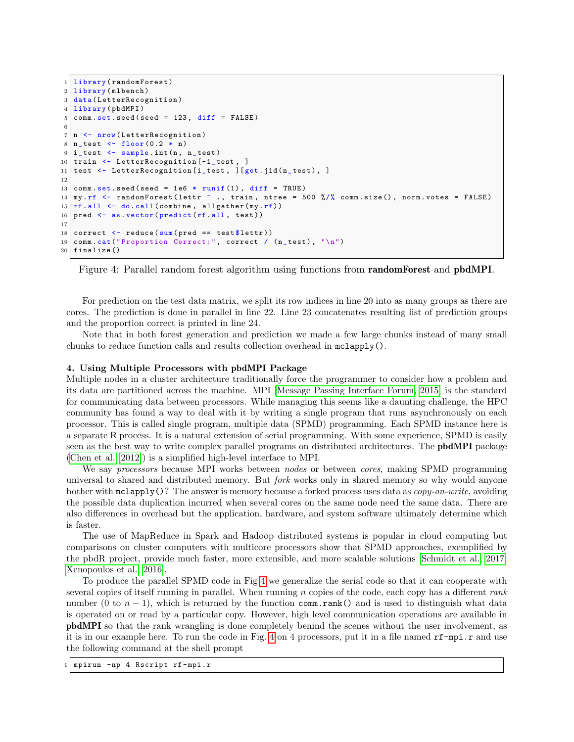```r
library(randomForest)
library(mlbench)
data(LetterRecognition)
library(pbdMPI)
comm.set.seed(seed = 123, diff = FALSE)

n <- nrow(LetterRecognition)
n_test <- floor(0.2 * n)
i_test <- sample.int(n, n_test)
train <- LetterRecognition[-i_test, ]
test <- LetterRecognition[i_test, ][get.jid(n_test), ]

comm.set.seed(seed = 1e6 * runif(1), diff = TRUE)
my.rf <- randomForest(lettr ~ ., train, ntree = 500 %/% comm.size(), norm.votes = FALSE)
rf.all <- do.call(combine, allgather(my.rf))
pred <- as.vector(predict(rf.all, test))

correct <- reduce(sum(pred == test$lettr))
comm.cat("Proportion Correct:", correct / (n_test), "\n")
finalize()
```

Figure 4: Parallel random forest algorithm using functions from **randomForest** and **pbdMPI**.

For prediction on the test data matrix, we split its row indices in line 20 into as many groups as there are cores. The prediction is done in parallel in line 22. Line 23 concatenates resulting list of prediction groups and the proportion correct is printed in line 24.

Note that in both forest generation and prediction we made a few large chunks instead of many small chunks to reduce function calls and results collection overhead in `mclapply()`.

### 4. Using Multiple Processors with pbdMPI Package

Multiple nodes in a cluster architecture traditionally force the programmer to consider how a problem and its data are partitioned across the machine. MPI [Message Passing Interface Forum, 2015] is the standard for communicating data between processors. While managing this seems like a daunting challenge, the HPC community has found a way to deal with it by writing a single program that runs asynchronously on each processor. This is called single program, multiple data (SPMD) programming. Each SPMD instance here is a separate R process. It is a natural extension of serial programming. With some experience, SPMD is easily seen as the best way to write complex parallel programs on distributed architectures. The **pbdMPI** package (Chen et al. [2012]) is a simplified high-level interface to MPI.

We say *processors* because MPI works between *nodes* or between *cores*, making SPMD programming universal to shared and distributed memory. But *fork* works only in shared memory so why would anyone bother with `mclapply()`? The answer is memory because a forked process uses data as *copy-on-write*, avoiding the possible data duplication incurred when several cores on the same node need the same data. There are also differences in overhead but the application, hardware, and system software ultimately determine which is faster.

The use of MapReduce in Spark and Hadoop distributed systems is popular in cloud computing but comparisons on cluster computers with multicore processors show that SPMD approaches, exemplified by the pbdR project, provide much faster, more extensible, and more scalable solutions [Schmidt et al., 2017, Xenopoulos et al., 2016].

To produce the parallel SPMD code in Fig 4 we generalize the serial code so that it can cooperate with several copies of itself running in parallel. When running $n$ copies of the code, each copy has a different *rank* number (0 to $n-1$), which is returned by the function `comm.rank()` and is used to distinguish what data is operated on or read by a particular copy. However, high level communication operations are available in **pbdMPI** so that the rank wrangling is done completely benind the scenes without the user involvement, as it is in our example here. To run the code in Fig. 4 on 4 processors, put it in a file named `rf-mpi.r` and use the following command at the shell prompt

```
mpirun -np 4 Rscript rf-mpi.r
```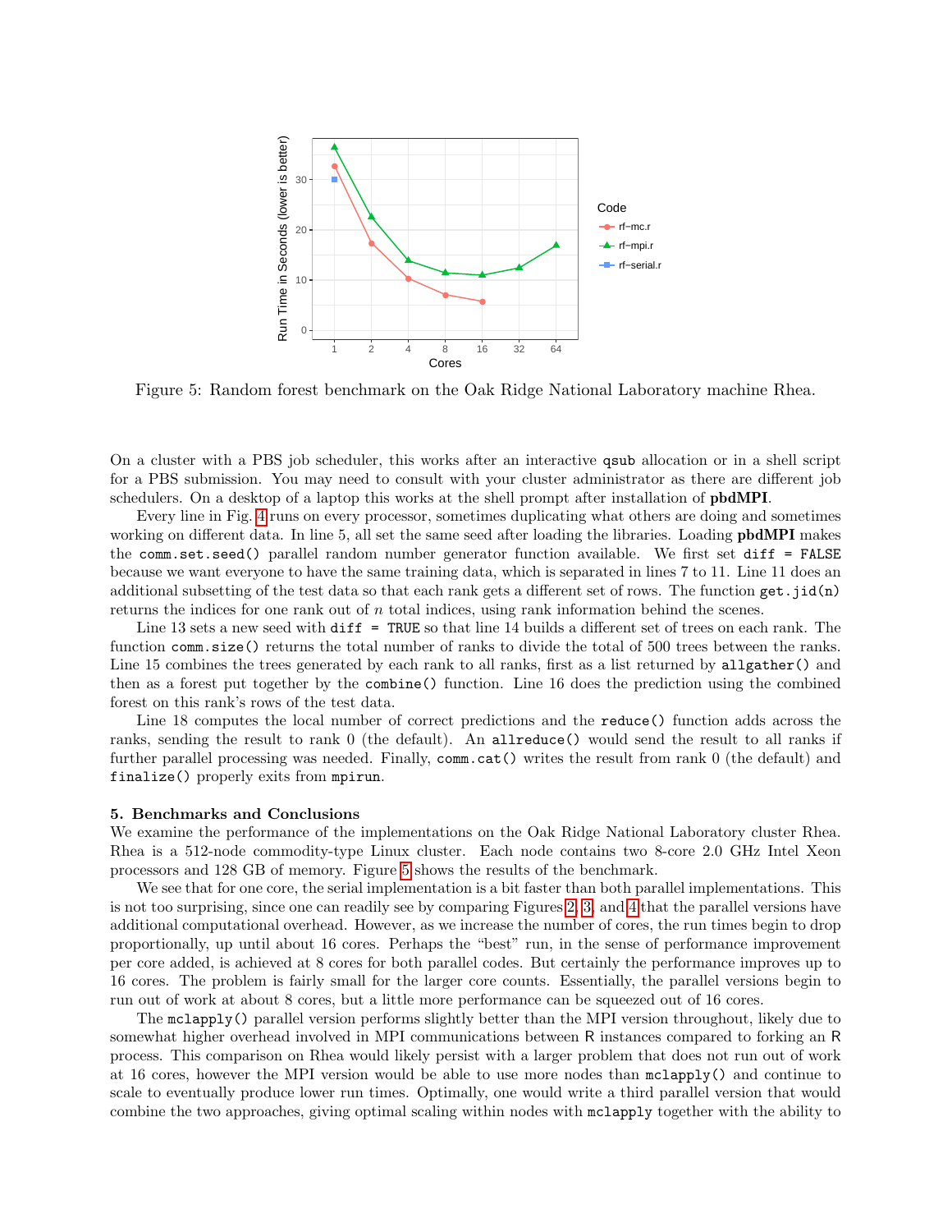Figure 5: Random forest benchmark on the Oak Ridge National Laboratory machine Rhea.

On a cluster with a PBS job scheduler, this works after an interactive `qsub` allocation or in a shell script for a PBS submission. You may need to consult with your cluster administrator as there are different job schedulers. On a desktop of a laptop this works at the shell prompt after installation of **pbdMPI**.

Every line in Fig. 4 runs on every processor, sometimes duplicating what others are doing and sometimes working on different data. In line 5, all set the same seed after loading the libraries. Loading **pbdMPI** makes the `comm.set.seed()` parallel random number generator function available. We first set `diff = FALSE` because we want everyone to have the same training data, which is separated in lines 7 to 11. Line 11 does an additional subsetting of the test data so that each rank gets a different set of rows. The function `get.jid(n)` returns the indices for one rank out of $n$ total indices, using rank information behind the scenes.

Line 13 sets a new seed with `diff = TRUE` so that line 14 builds a different set of trees on each rank. The function `comm.size()` returns the total number of ranks to divide the total of 500 trees between the ranks. Line 15 combines the trees generated by each rank to all ranks, first as a list returned by `allgather()` and then as a forest put together by the `combine()` function. Line 16 does the prediction using the combined forest on this rank's rows of the test data.

Line 18 computes the local number of correct predictions and the `reduce()` function adds across the ranks, sending the result to rank 0 (the default). An `allreduce()` would send the result to all ranks if further parallel processing was needed. Finally, `comm.cat()` writes the result from rank 0 (the default) and `finalize()` properly exits from `mpirun`.

## 5. Benchmarks and Conclusions

We examine the performance of the implementations on the Oak Ridge National Laboratory cluster Rhea. Rhea is a 512-node commodity-type Linux cluster. Each node contains two 8-core 2.0 GHz Intel Xeon processors and 128 GB of memory. Figure 5 shows the results of the benchmark.

We see that for one core, the serial implementation is a bit faster than both parallel implementations. This is not too surprising, since one can readily see by comparing Figures 2, 3, and 4 that the parallel versions have additional computational overhead. However, as we increase the number of cores, the run times begin to drop proportionally, up until about 16 cores. Perhaps the "best" run, in the sense of performance improvement per core added, is achieved at 8 cores for both parallel codes. But certainly the performance improves up to 16 cores. The problem is fairly small for the larger core counts. Essentially, the parallel versions begin to run out of work at about 8 cores, but a little more performance can be squeezed out of 16 cores.

The `mclapply()` parallel version performs slightly better than the MPI version throughout, likely due to somewhat higher overhead involved in MPI communications between R instances compared to forking an R process. This comparison on Rhea would likely persist with a larger problem that does not run out of work at 16 cores, however the MPI version would be able to use more nodes than `mclapply()` and continue to scale to eventually produce lower run times. Optimally, one would write a third parallel version that would combine the two approaches, giving optimal scaling within nodes with `mclapply` together with the ability to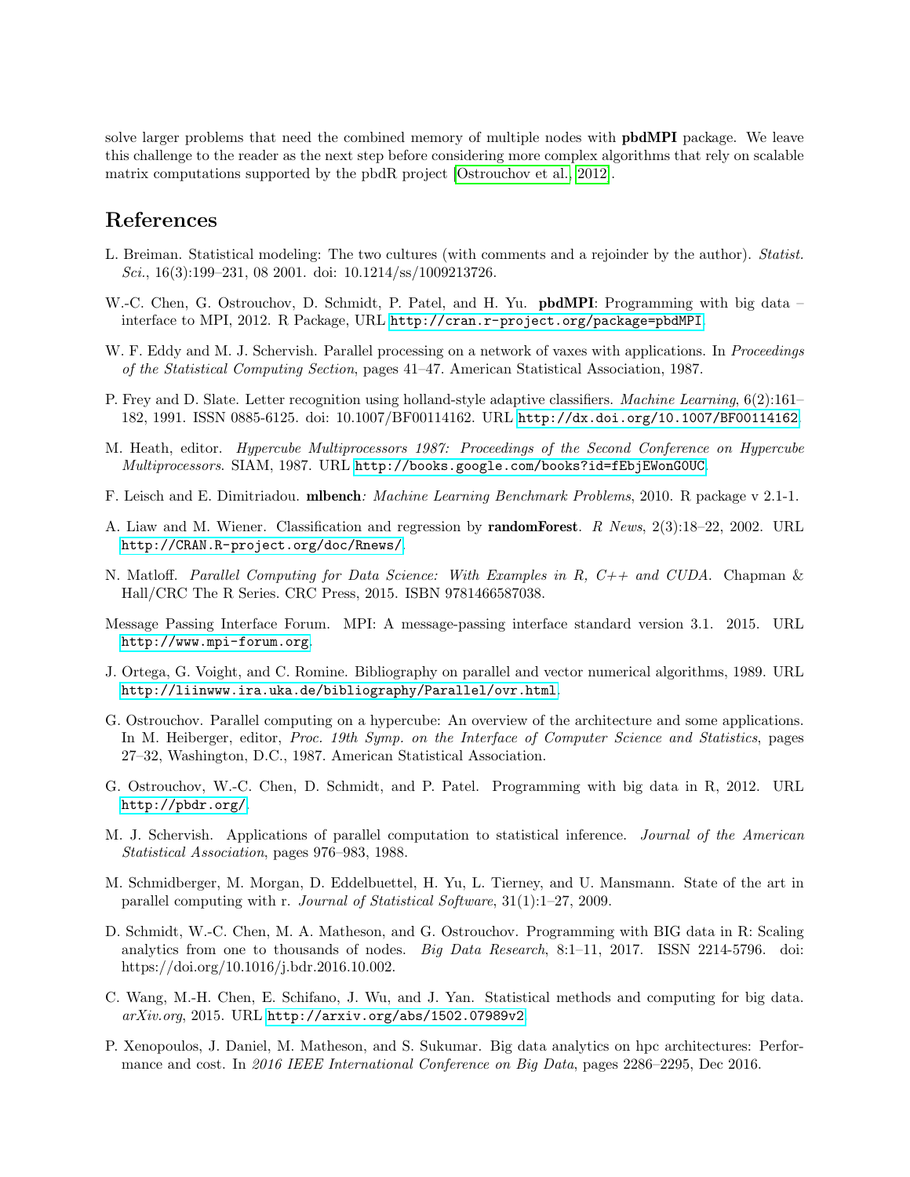solve larger problems that need the combined memory of multiple nodes with **pbdMPI** package. We leave this challenge to the reader as the next step before considering more complex algorithms that rely on scalable matrix computations supported by the pbdR project [Ostrouchov et al., 2012].

## References

L. Breiman. Statistical modeling: The two cultures (with comments and a rejoinder by the author). *Statist. Sci.*, 16(3):199–231, 08 2001. doi: 10.1214/ss/1009213726.

W.-C. Chen, G. Ostrouchov, D. Schmidt, P. Patel, and H. Yu. **pbdMPI**: Programming with big data – interface to MPI, 2012. R Package, URL `http://cran.r-project.org/package=pbdMPI`.

W. F. Eddy and M. J. Schervish. Parallel processing on a network of vaxes with applications. In *Proceedings of the Statistical Computing Section*, pages 41–47. American Statistical Association, 1987.

P. Frey and D. Slate. Letter recognition using holland-style adaptive classifiers. *Machine Learning*, 6(2):161–182, 1991. ISSN 0885-6125. doi: 10.1007/BF00114162. URL `http://dx.doi.org/10.1007/BF00114162`.

M. Heath, editor. *Hypercube Multiprocessors 1987: Proceedings of the Second Conference on Hypercube Multiprocessors*. SIAM, 1987. URL `http://books.google.com/books?id=fEbjEWonG0UC`.

F. Leisch and E. Dimitriadou. **mlbench***: Machine Learning Benchmark Problems*, 2010. R package v 2.1-1.

A. Liaw and M. Wiener. Classification and regression by **randomForest**. *R News*, 2(3):18–22, 2002. URL `http://CRAN.R-project.org/doc/Rnews/`.

N. Matloff. *Parallel Computing for Data Science: With Examples in R, C++ and CUDA*. Chapman & Hall/CRC The R Series. CRC Press, 2015. ISBN 9781466587038.

Message Passing Interface Forum. MPI: A message-passing interface standard version 3.1. 2015. URL `http://www.mpi-forum.org`.

J. Ortega, G. Voight, and C. Romine. Bibliography on parallel and vector numerical algorithms, 1989. URL `http://liinwww.ira.uka.de/bibliography/Parallel/ovr.html`.

G. Ostrouchov. Parallel computing on a hypercube: An overview of the architecture and some applications. In M. Heiberger, editor, *Proc. 19th Symp. on the Interface of Computer Science and Statistics*, pages 27–32, Washington, D.C., 1987. American Statistical Association.

G. Ostrouchov, W.-C. Chen, D. Schmidt, and P. Patel. Programming with big data in R, 2012. URL `http://pbdr.org/`.

M. J. Schervish. Applications of parallel computation to statistical inference. *Journal of the American Statistical Association*, pages 976–983, 1988.

M. Schmidberger, M. Morgan, D. Eddelbuettel, H. Yu, L. Tierney, and U. Mansmann. State of the art in parallel computing with r. *Journal of Statistical Software*, 31(1):1–27, 2009.

D. Schmidt, W.-C. Chen, M. A. Matheson, and G. Ostrouchov. Programming with BIG data in R: Scaling analytics from one to thousands of nodes. *Big Data Research*, 8:1–11, 2017. ISSN 2214-5796. doi: https://doi.org/10.1016/j.bdr.2016.10.002.

C. Wang, M.-H. Chen, E. Schifano, J. Wu, and J. Yan. Statistical methods and computing for big data. *arXiv.org*, 2015. URL `http://arxiv.org/abs/1502.07989v2`.

P. Xenopoulos, J. Daniel, M. Matheson, and S. Sukumar. Big data analytics on hpc architectures: Performance and cost. In *2016 IEEE International Conference on Big Data*, pages 2286–2295, Dec 2016.